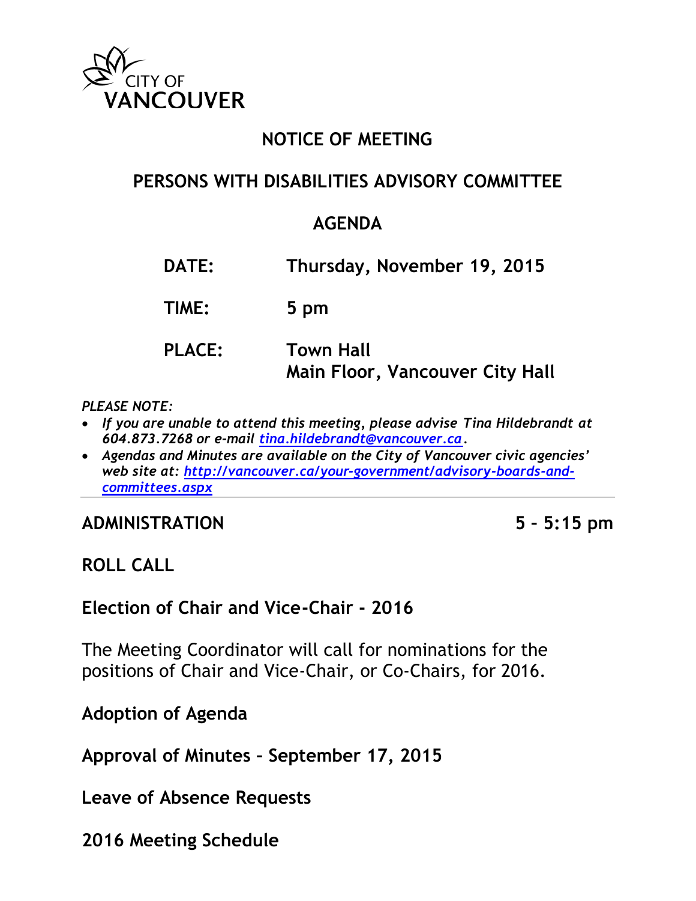CITY OF VANCOUVER

# NOTICE OF MEETING

## PERSONS WITH DISABILITIES ADVISORY COMMITTEE

## AGENDA

**DATE:** Thursday, November 19, 2015

**TIME:** 5 pm

**PLACE:** Town Hall
Main Floor, Vancouver City Hall

*PLEASE NOTE:*

- *If you are unable to attend this meeting, please advise Tina Hildebrandt at 604.873.7268 or e-mail [tina.hildebrandt@vancouver.ca](mailto:tina.hildebrandt@vancouver.ca).*
- *Agendas and Minutes are available on the City of Vancouver civic agencies' web site at: [http://vancouver.ca/your-government/advisory-boards-and-committees.aspx](http://vancouver.ca/your-government/advisory-boards-and-committees.aspx)*

---

## ADMINISTRATION 5 – 5:15 pm

## ROLL CALL

## Election of Chair and Vice-Chair - 2016

The Meeting Coordinator will call for nominations for the positions of Chair and Vice-Chair, or Co-Chairs, for 2016.

## Adoption of Agenda

## Approval of Minutes – September 17, 2015

## Leave of Absence Requests

## 2016 Meeting Schedule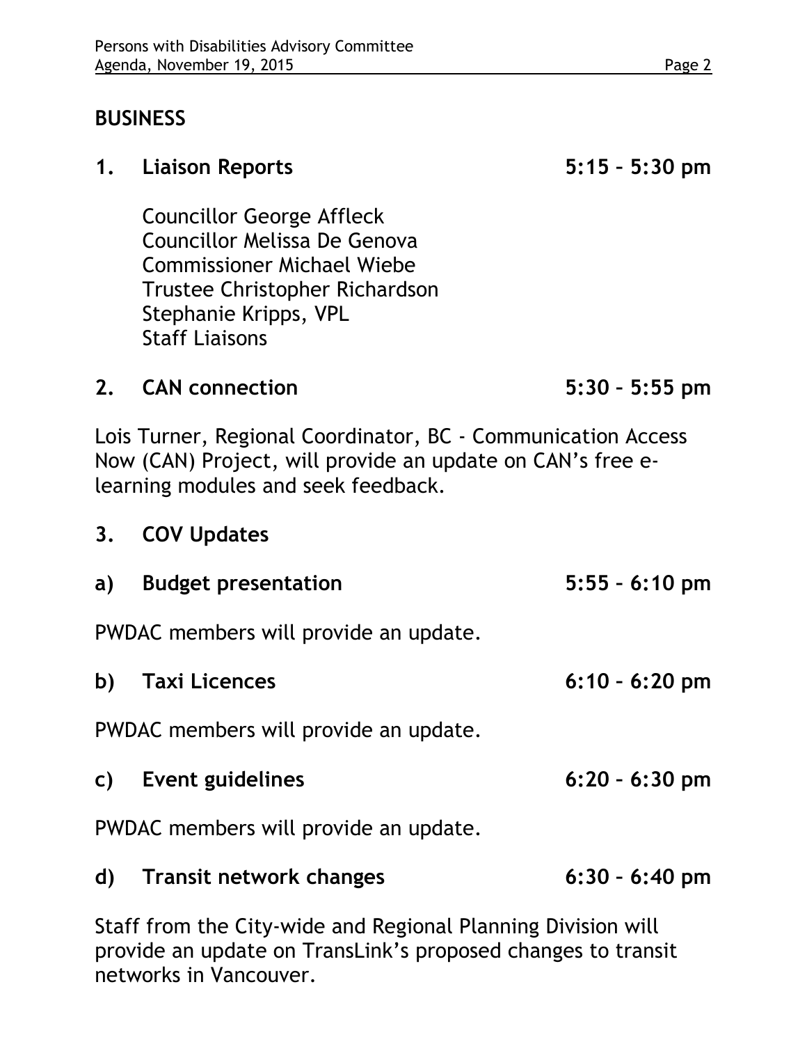## BUSINESS

### 1. Liaison Reports 5:15 – 5:30 pm

Councillor George Affleck
Councillor Melissa De Genova
Commissioner Michael Wiebe
Trustee Christopher Richardson
Stephanie Kripps, VPL
Staff Liaisons

### 2. CAN connection 5:30 – 5:55 pm

Lois Turner, Regional Coordinator, BC - Communication Access Now (CAN) Project, will provide an update on CAN's free e-learning modules and seek feedback.

### 3. COV Updates

#### a) Budget presentation 5:55 – 6:10 pm

PWDAC members will provide an update.

#### b) Taxi Licences 6:10 – 6:20 pm

PWDAC members will provide an update.

#### c) Event guidelines 6:20 – 6:30 pm

PWDAC members will provide an update.

#### d) Transit network changes 6:30 – 6:40 pm

Staff from the City-wide and Regional Planning Division will provide an update on TransLink's proposed changes to transit networks in Vancouver.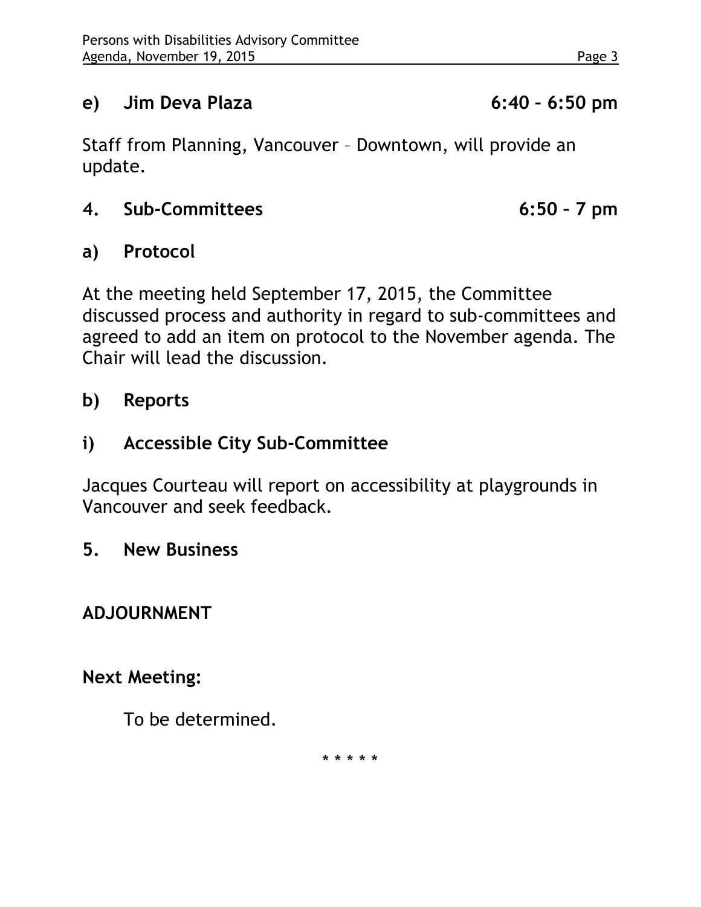**e) Jim Deva Plaza** **6:40 – 6:50 pm**

Staff from Planning, Vancouver – Downtown, will provide an update.

## 4. Sub-Committees 6:50 – 7 pm

**a) Protocol**

At the meeting held September 17, 2015, the Committee discussed process and authority in regard to sub-committees and agreed to add an item on protocol to the November agenda. The Chair will lead the discussion.

**b) Reports**

**i) Accessible City Sub-Committee**

Jacques Courteau will report on accessibility at playgrounds in Vancouver and seek feedback.

## 5. New Business

## ADJOURNMENT

**Next Meeting:**

To be determined.

* * * * *